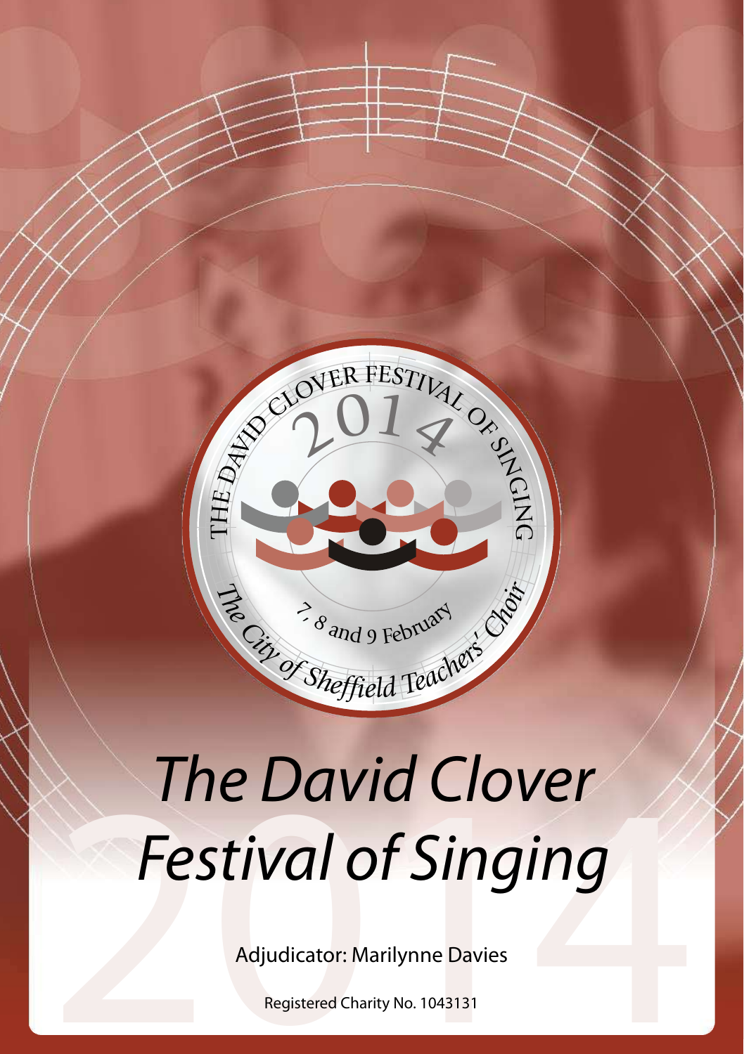THE DAVID CLOVER FESTIVAL OF SINGING

2014

7, 8 and 9 February

The City of Sheffield Teachers' Choir

# *The David Clover Festival of Singing*

2014

Adjudicator: Marilynne Davies

Registered Charity No. 1043131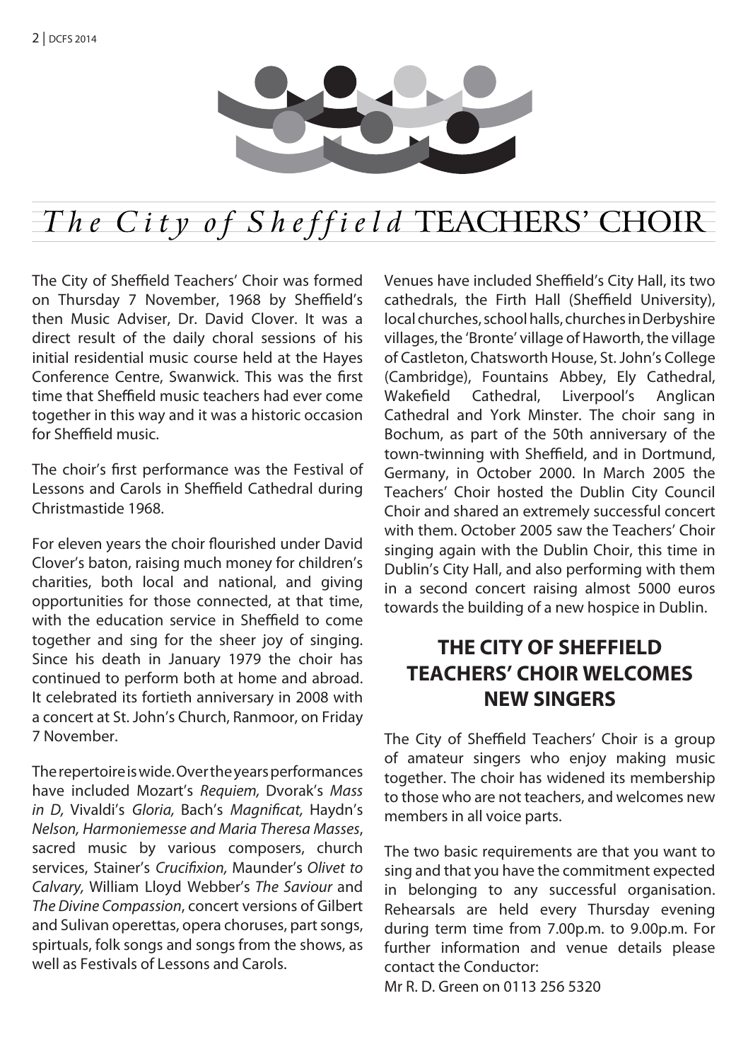# *The City of Sheffield* TEACHERS' CHOIR

The City of Sheffield Teachers' Choir was formed on Thursday 7 November, 1968 by Sheffield's then Music Adviser, Dr. David Clover. It was a direct result of the daily choral sessions of his initial residential music course held at the Hayes Conference Centre, Swanwick. This was the first time that Sheffield music teachers had ever come together in this way and it was a historic occasion for Sheffield music.

The choir's first performance was the Festival of Lessons and Carols in Sheffield Cathedral during Christmastide 1968.

For eleven years the choir flourished under David Clover's baton, raising much money for children's charities, both local and national, and giving opportunities for those connected, at that time, with the education service in Sheffield to come together and sing for the sheer joy of singing. Since his death in January 1979 the choir has continued to perform both at home and abroad. It celebrated its fortieth anniversary in 2008 with a concert at St. John's Church, Ranmoor, on Friday 7 November.

The repertoire is wide. Over the years performances have included Mozart's *Requiem,* Dvorak's *Mass in D,* Vivaldi's *Gloria,* Bach's *Magnificat,* Haydn's *Nelson, Harmoniemesse and Maria Theresa Masses*, sacred music by various composers, church services, Stainer's *Crucifixion,* Maunder's *Olivet to Calvary,* William Lloyd Webber's *The Saviour* and *The Divine Compassion*, concert versions of Gilbert and Sulivan operettas, opera choruses, part songs, spirituals, folk songs and songs from the shows, as well as Festivals of Lessons and Carols.

Venues have included Sheffield's City Hall, its two cathedrals, the Firth Hall (Sheffield University), local churches, school halls, churches in Derbyshire villages, the 'Bronte' village of Haworth, the village of Castleton, Chatsworth House, St. John's College (Cambridge), Fountains Abbey, Ely Cathedral, Wakefield Cathedral, Liverpool's Anglican Cathedral and York Minster. The choir sang in Bochum, as part of the 50th anniversary of the town-twinning with Sheffield, and in Dortmund, Germany, in October 2000. In March 2005 the Teachers' Choir hosted the Dublin City Council Choir and shared an extremely successful concert with them. October 2005 saw the Teachers' Choir singing again with the Dublin Choir, this time in Dublin's City Hall, and also performing with them in a second concert raising almost 5000 euros towards the building of a new hospice in Dublin.

## THE CITY OF SHEFFIELD TEACHERS' CHOIR WELCOMES NEW SINGERS

The City of Sheffield Teachers' Choir is a group of amateur singers who enjoy making music together. The choir has widened its membership to those who are not teachers, and welcomes new members in all voice parts.

The two basic requirements are that you want to sing and that you have the commitment expected in belonging to any successful organisation. Rehearsals are held every Thursday evening during term time from 7.00p.m. to 9.00p.m. For further information and venue details please contact the Conductor:
Mr R. D. Green on 0113 256 5320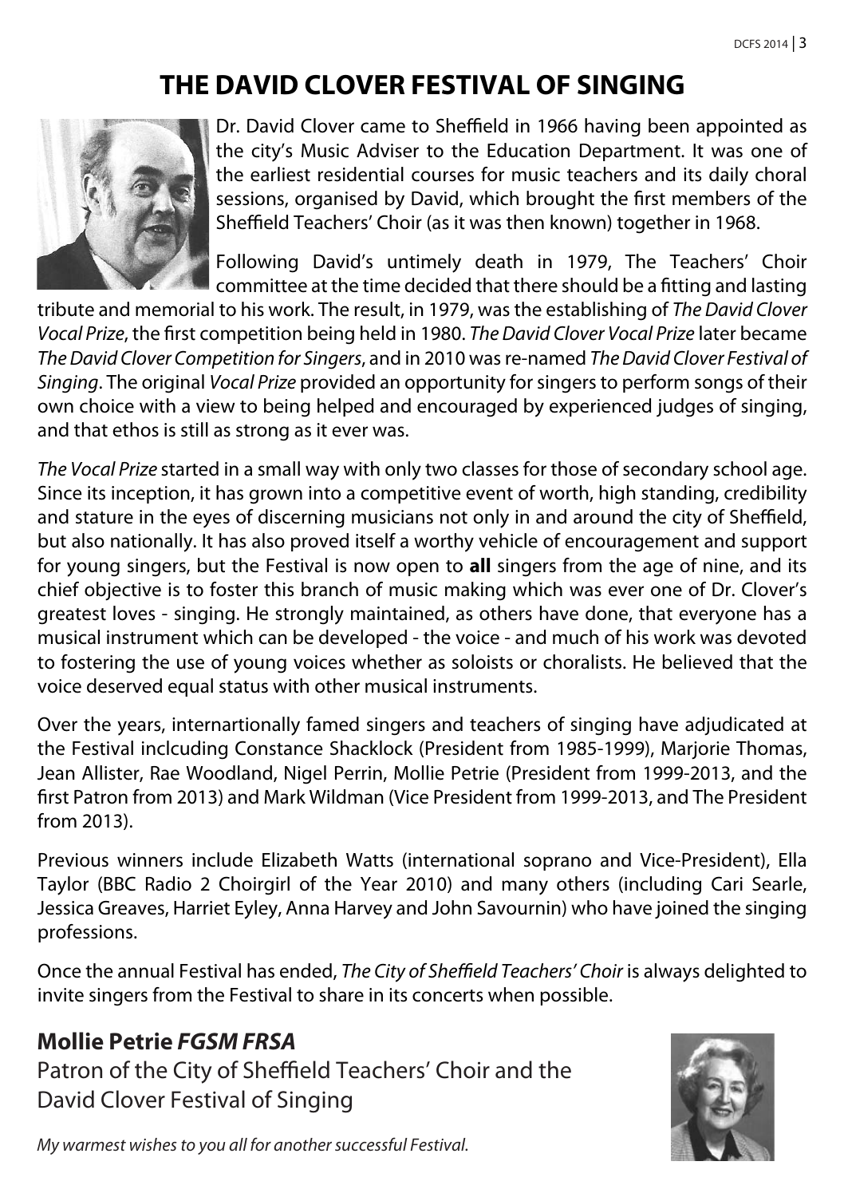# THE DAVID CLOVER FESTIVAL OF SINGING

Dr. David Clover came to Sheffield in 1966 having been appointed as the city's Music Adviser to the Education Department. It was one of the earliest residential courses for music teachers and its daily choral sessions, organised by David, which brought the first members of the Sheffield Teachers' Choir (as it was then known) together in 1968.

Following David's untimely death in 1979, The Teachers' Choir committee at the time decided that there should be a fitting and lasting tribute and memorial to his work. The result, in 1979, was the establishing of *The David Clover Vocal Prize*, the first competition being held in 1980. *The David Clover Vocal Prize* later became *The David Clover Competition for Singers*, and in 2010 was re-named *The David Clover Festival of Singing*. The original *Vocal Prize* provided an opportunity for singers to perform songs of their own choice with a view to being helped and encouraged by experienced judges of singing, and that ethos is still as strong as it ever was.

*The Vocal Prize* started in a small way with only two classes for those of secondary school age. Since its inception, it has grown into a competitive event of worth, high standing, credibility and stature in the eyes of discerning musicians not only in and around the city of Sheffield, but also nationally. It has also proved itself a worthy vehicle of encouragement and support for young singers, but the Festival is now open to **all** singers from the age of nine, and its chief objective is to foster this branch of music making which was ever one of Dr. Clover's greatest loves - singing. He strongly maintained, as others have done, that everyone has a musical instrument which can be developed - the voice - and much of his work was devoted to fostering the use of young voices whether as soloists or choralists. He believed that the voice deserved equal status with other musical instruments.

Over the years, internartionally famed singers and teachers of singing have adjudicated at the Festival inclcuding Constance Shacklock (President from 1985-1999), Marjorie Thomas, Jean Allister, Rae Woodland, Nigel Perrin, Mollie Petrie (President from 1999-2013, and the first Patron from 2013) and Mark Wildman (Vice President from 1999-2013, and The President from 2013).

Previous winners include Elizabeth Watts (international soprano and Vice-President), Ella Taylor (BBC Radio 2 Choirgirl of the Year 2010) and many others (including Cari Searle, Jessica Greaves, Harriet Eyley, Anna Harvey and John Savournin) who have joined the singing professions.

Once the annual Festival has ended, *The City of Sheffield Teachers' Choir* is always delighted to invite singers from the Festival to share in its concerts when possible.

## Mollie Petrie *FGSM FRSA*

Patron of the City of Sheffield Teachers' Choir and the David Clover Festival of Singing

*My warmest wishes to you all for another successful Festival.*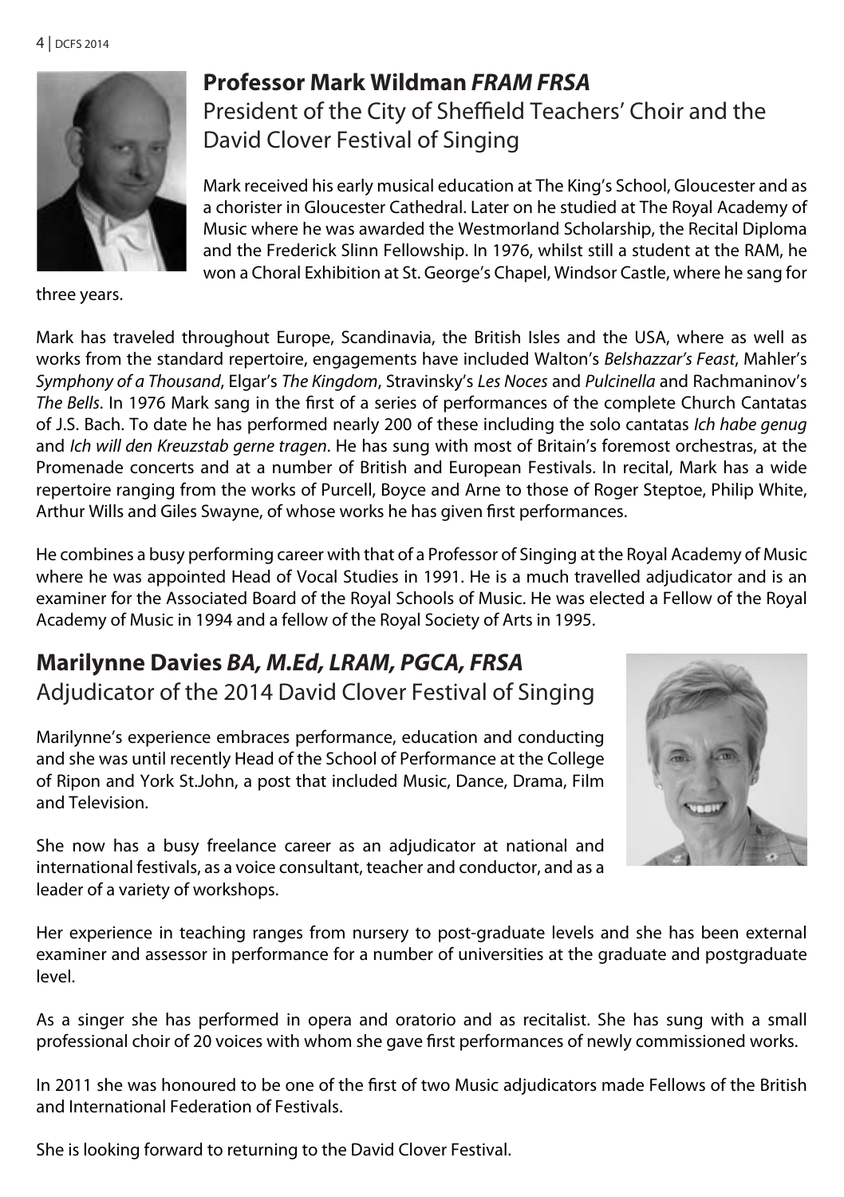## Professor Mark Wildman *FRAM FRSA*

President of the City of Sheffield Teachers' Choir and the David Clover Festival of Singing

Mark received his early musical education at The King's School, Gloucester and as a chorister in Gloucester Cathedral. Later on he studied at The Royal Academy of Music where he was awarded the Westmorland Scholarship, the Recital Diploma and the Frederick Slinn Fellowship. In 1976, whilst still a student at the RAM, he won a Choral Exhibition at St. George's Chapel, Windsor Castle, where he sang for three years.

Mark has traveled throughout Europe, Scandinavia, the British Isles and the USA, where as well as works from the standard repertoire, engagements have included Walton's *Belshazzar's Feast*, Mahler's *Symphony of a Thousand*, Elgar's *The Kingdom*, Stravinsky's *Les Noces* and *Pulcinella* and Rachmaninov's *The Bells*. In 1976 Mark sang in the first of a series of performances of the complete Church Cantatas of J.S. Bach. To date he has performed nearly 200 of these including the solo cantatas *Ich habe genug* and *Ich will den Kreuzstab gerne tragen*. He has sung with most of Britain's foremost orchestras, at the Promenade concerts and at a number of British and European Festivals. In recital, Mark has a wide repertoire ranging from the works of Purcell, Boyce and Arne to those of Roger Steptoe, Philip White, Arthur Wills and Giles Swayne, of whose works he has given first performances.

He combines a busy performing career with that of a Professor of Singing at the Royal Academy of Music where he was appointed Head of Vocal Studies in 1991. He is a much travelled adjudicator and is an examiner for the Associated Board of the Royal Schools of Music. He was elected a Fellow of the Royal Academy of Music in 1994 and a fellow of the Royal Society of Arts in 1995.

## Marilynne Davies *BA, M.Ed, LRAM, PGCA, FRSA*

Adjudicator of the 2014 David Clover Festival of Singing

Marilynne's experience embraces performance, education and conducting and she was until recently Head of the School of Performance at the College of Ripon and York St.John, a post that included Music, Dance, Drama, Film and Television.

She now has a busy freelance career as an adjudicator at national and international festivals, as a voice consultant, teacher and conductor, and as a leader of a variety of workshops.

Her experience in teaching ranges from nursery to post-graduate levels and she has been external examiner and assessor in performance for a number of universities at the graduate and postgraduate level.

As a singer she has performed in opera and oratorio and as recitalist. She has sung with a small professional choir of 20 voices with whom she gave first performances of newly commissioned works.

In 2011 she was honoured to be one of the first of two Music adjudicators made Fellows of the British and International Federation of Festivals.

She is looking forward to returning to the David Clover Festival.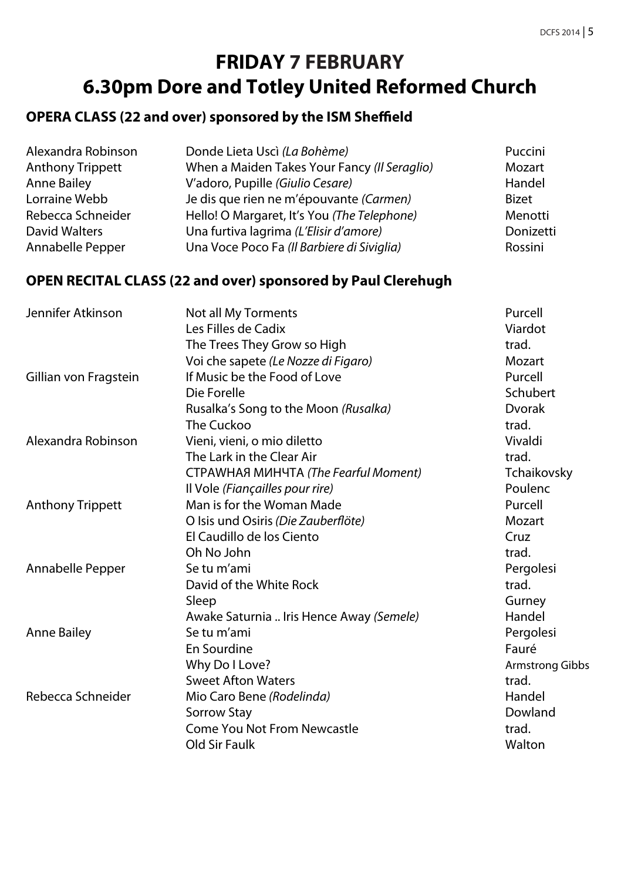# FRIDAY 7 FEBRUARY
# 6.30pm Dore and Totley United Reformed Church

### OPERA CLASS (22 and over) sponsored by the ISM Sheffield

| | | |
|---|---|---|
| Alexandra Robinson | Donde Lieta Uscì *(La Bohème)* | Puccini |
| Anthony Trippett | When a Maiden Takes Your Fancy *(Il Seraglio)* | Mozart |
| Anne Bailey | V'adoro, Pupille *(Giulio Cesare)* | Handel |
| Lorraine Webb | Je dis que rien ne m'épouvante *(Carmen)* | Bizet |
| Rebecca Schneider | Hello! O Margaret, It's You *(The Telephone)* | Menotti |
| David Walters | Una furtiva lagrima *(L'Elisir d'amore)* | Donizetti |
| Annabelle Pepper | Una Voce Poco Fa *(Il Barbiere di Siviglia)* | Rossini |

### OPEN RECITAL CLASS (22 and over) sponsored by Paul Clerehugh

| | | |
|---|---|---|
| Jennifer Atkinson | Not all My Torments | Purcell |
| | Les Filles de Cadix | Viardot |
| | The Trees They Grow so High | trad. |
| | Voi che sapete *(Le Nozze di Figaro)* | Mozart |
| Gillian von Fragstein | If Music be the Food of Love | Purcell |
| | Die Forelle | Schubert |
| | Rusalka's Song to the Moon *(Rusalka)* | Dvorak |
| | The Cuckoo | trad. |
| Alexandra Robinson | Vieni, vieni, o mio diletto | Vivaldi |
| | The Lark in the Clear Air | trad. |
| | СТРАЖНАЯ МИНЧТА *(The Fearful Moment)* | Tchaikovsky |
| | Il Vole *(Fiançailles pour rire)* | Poulenc |
| Anthony Trippett | Man is for the Woman Made | Purcell |
| | O Isis und Osiris *(Die Zauberflöte)* | Mozart |
| | El Caudillo de los Ciento | Cruz |
| | Oh No John | trad. |
| Annabelle Pepper | Se tu m'ami | Pergolesi |
| | David of the White Rock | trad. |
| | Sleep | Gurney |
| | Awake Saturnia .. Iris Hence Away *(Semele)* | Handel |
| Anne Bailey | Se tu m'ami | Pergolesi |
| | En Sourdine | Fauré |
| | Why Do I Love? | Armstrong Gibbs |
| | Sweet Afton Waters | trad. |
| Rebecca Schneider | Mio Caro Bene *(Rodelinda)* | Handel |
| | Sorrow Stay | Dowland |
| | Come You Not From Newcastle | trad. |
| | Old Sir Faulk | Walton |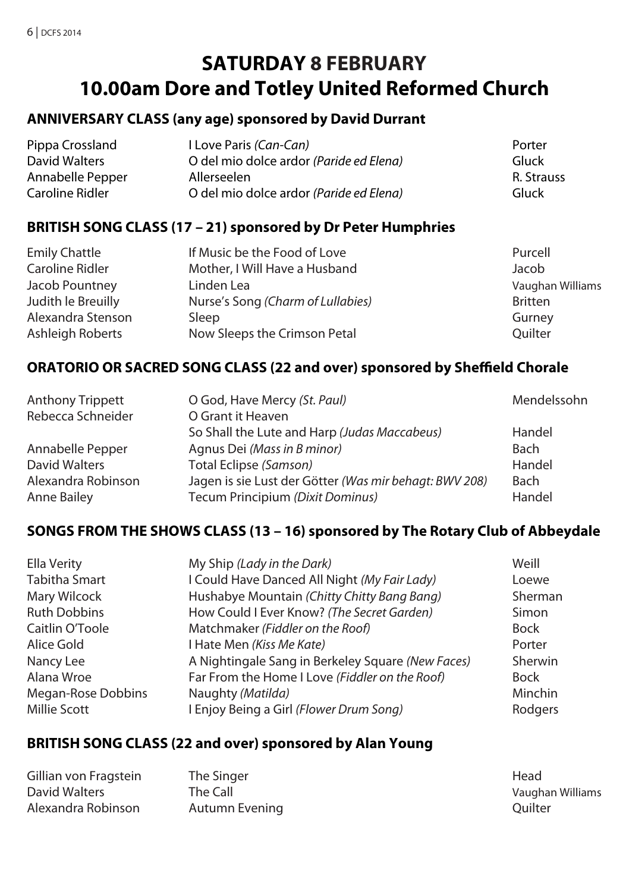# SATURDAY 8 FEBRUARY
# 10.00am Dore and Totley United Reformed Church

## ANNIVERSARY CLASS (any age) sponsored by David Durrant

| | | |
|---|---|---|
| Pippa Crossland | I Love Paris *(Can-Can)* | Porter |
| David Walters | O del mio dolce ardor *(Paride ed Elena)* | Gluck |
| Annabelle Pepper | Allerseelen | R. Strauss |
| Caroline Ridler | O del mio dolce ardor *(Paride ed Elena)* | Gluck |

## BRITISH SONG CLASS (17 – 21) sponsored by Dr Peter Humphries

| | | |
|---|---|---|
| Emily Chattle | If Music be the Food of Love | Purcell |
| Caroline Ridler | Mother, I Will Have a Husband | Jacob |
| Jacob Pountney | Linden Lea | Vaughan Williams |
| Judith le Breuilly | Nurse's Song *(Charm of Lullabies)* | Britten |
| Alexandra Stenson | Sleep | Gurney |
| Ashleigh Roberts | Now Sleeps the Crimson Petal | Quilter |

## ORATORIO OR SACRED SONG CLASS (22 and over) sponsored by Sheffield Chorale

| | | |
|---|---|---|
| Anthony Trippett | O God, Have Mercy *(St. Paul)* | Mendelssohn |
| Rebecca Schneider | O Grant it Heaven | |
| | So Shall the Lute and Harp *(Judas Maccabeus)* | Handel |
| Annabelle Pepper | Agnus Dei *(Mass in B minor)* | Bach |
| David Walters | Total Eclipse *(Samson)* | Handel |
| Alexandra Robinson | Jagen is sie Lust der Götter *(Was mir behagt: BWV 208)* | Bach |
| Anne Bailey | Tecum Principium *(Dixit Dominus)* | Handel |

## SONGS FROM THE SHOWS CLASS (13 – 16) sponsored by The Rotary Club of Abbeydale

| | | |
|---|---|---|
| Ella Verity | My Ship *(Lady in the Dark)* | Weill |
| Tabitha Smart | I Could Have Danced All Night *(My Fair Lady)* | Loewe |
| Mary Wilcock | Hushabye Mountain *(Chitty Chitty Bang Bang)* | Sherman |
| Ruth Dobbins | How Could I Ever Know? *(The Secret Garden)* | Simon |
| Caitlin O'Toole | Matchmaker *(Fiddler on the Roof)* | Bock |
| Alice Gold | I Hate Men *(Kiss Me Kate)* | Porter |
| Nancy Lee | A Nightingale Sang in Berkeley Square *(New Faces)* | Sherwin |
| Alana Wroe | Far From the Home I Love *(Fiddler on the Roof)* | Bock |
| Megan-Rose Dobbins | Naughty *(Matilda)* | Minchin |
| Millie Scott | I Enjoy Being a Girl *(Flower Drum Song)* | Rodgers |

## BRITISH SONG CLASS (22 and over) sponsored by Alan Young

| | | |
|---|---|---|
| Gillian von Fragstein | The Singer | Head |
| David Walters | The Call | Vaughan Williams |
| Alexandra Robinson | Autumn Evening | Quilter |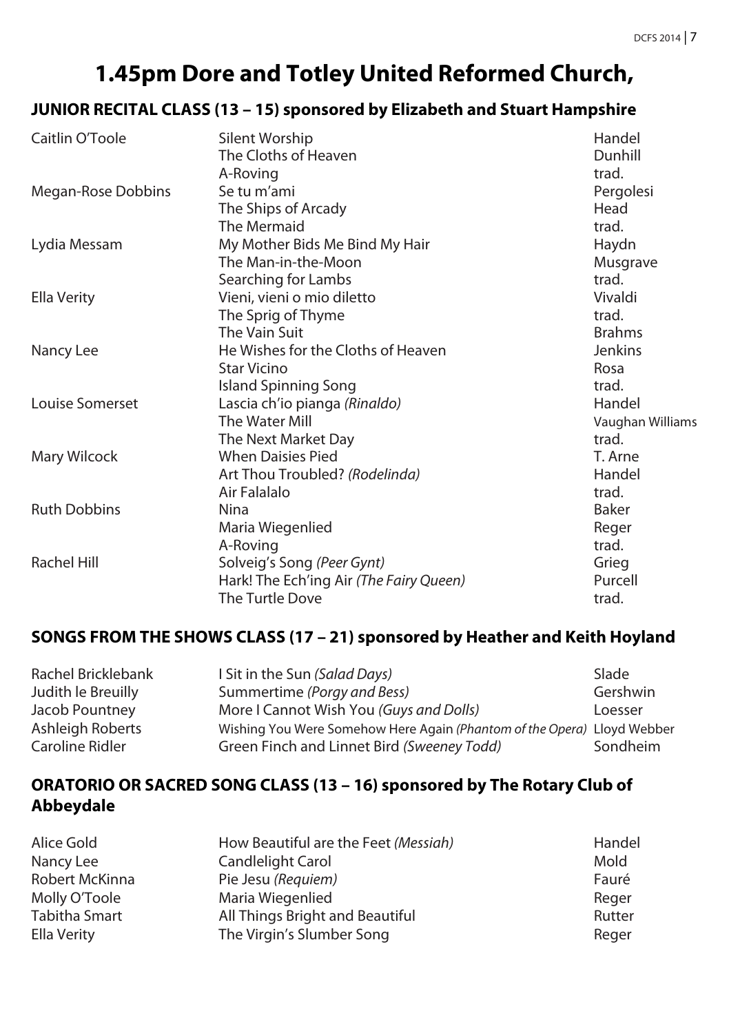# 1.45pm Dore and Totley United Reformed Church,

## JUNIOR RECITAL CLASS (13 – 15) sponsored by Elizabeth and Stuart Hampshire

| | | |
|---|---|---|
| Caitlin O'Toole | Silent Worship | Handel |
| | The Cloths of Heaven | Dunhill |
| | A-Roving | trad. |
| Megan-Rose Dobbins | Se tu m'ami | Pergolesi |
| | The Ships of Arcady | Head |
| | The Mermaid | trad. |
| Lydia Messam | My Mother Bids Me Bind My Hair | Haydn |
| | The Man-in-the-Moon | Musgrave |
| | Searching for Lambs | trad. |
| Ella Verity | Vieni, vieni o mio diletto | Vivaldi |
| | The Sprig of Thyme | trad. |
| | The Vain Suit | Brahms |
| Nancy Lee | He Wishes for the Cloths of Heaven | Jenkins |
| | Star Vicino | Rosa |
| | Island Spinning Song | trad. |
| Louise Somerset | Lascia ch'io pianga *(Rinaldo)* | Handel |
| | The Water Mill | Vaughan Williams |
| | The Next Market Day | trad. |
| Mary Wilcock | When Daisies Pied | T. Arne |
| | Art Thou Troubled? *(Rodelinda)* | Handel |
| | Air Falalalo | trad. |
| Ruth Dobbins | Nina | Baker |
| | Maria Wiegenlied | Reger |
| | A-Roving | trad. |
| Rachel Hill | Solveig's Song *(Peer Gynt)* | Grieg |
| | Hark! The Ech'ing Air *(The Fairy Queen)* | Purcell |
| | The Turtle Dove | trad. |

## SONGS FROM THE SHOWS CLASS (17 – 21) sponsored by Heather and Keith Hoyland

| | | |
|---|---|---|
| Rachel Bricklebank | I Sit in the Sun *(Salad Days)* | Slade |
| Judith le Breuilly | Summertime *(Porgy and Bess)* | Gershwin |
| Jacob Pountney | More I Cannot Wish You *(Guys and Dolls)* | Loesser |
| Ashleigh Roberts | Wishing You Were Somehow Here Again *(Phantom of the Opera)* | Lloyd Webber |
| Caroline Ridler | Green Finch and Linnet Bird *(Sweeney Todd)* | Sondheim |

## ORATORIO OR SACRED SONG CLASS (13 – 16) sponsored by The Rotary Club of Abbeydale

| | | |
|---|---|---|
| Alice Gold | How Beautiful are the Feet *(Messiah)* | Handel |
| Nancy Lee | Candlelight Carol | Mold |
| Robert McKinna | Pie Jesu *(Requiem)* | Fauré |
| Molly O'Toole | Maria Wiegenlied | Reger |
| Tabitha Smart | All Things Bright and Beautiful | Rutter |
| Ella Verity | The Virgin's Slumber Song | Reger |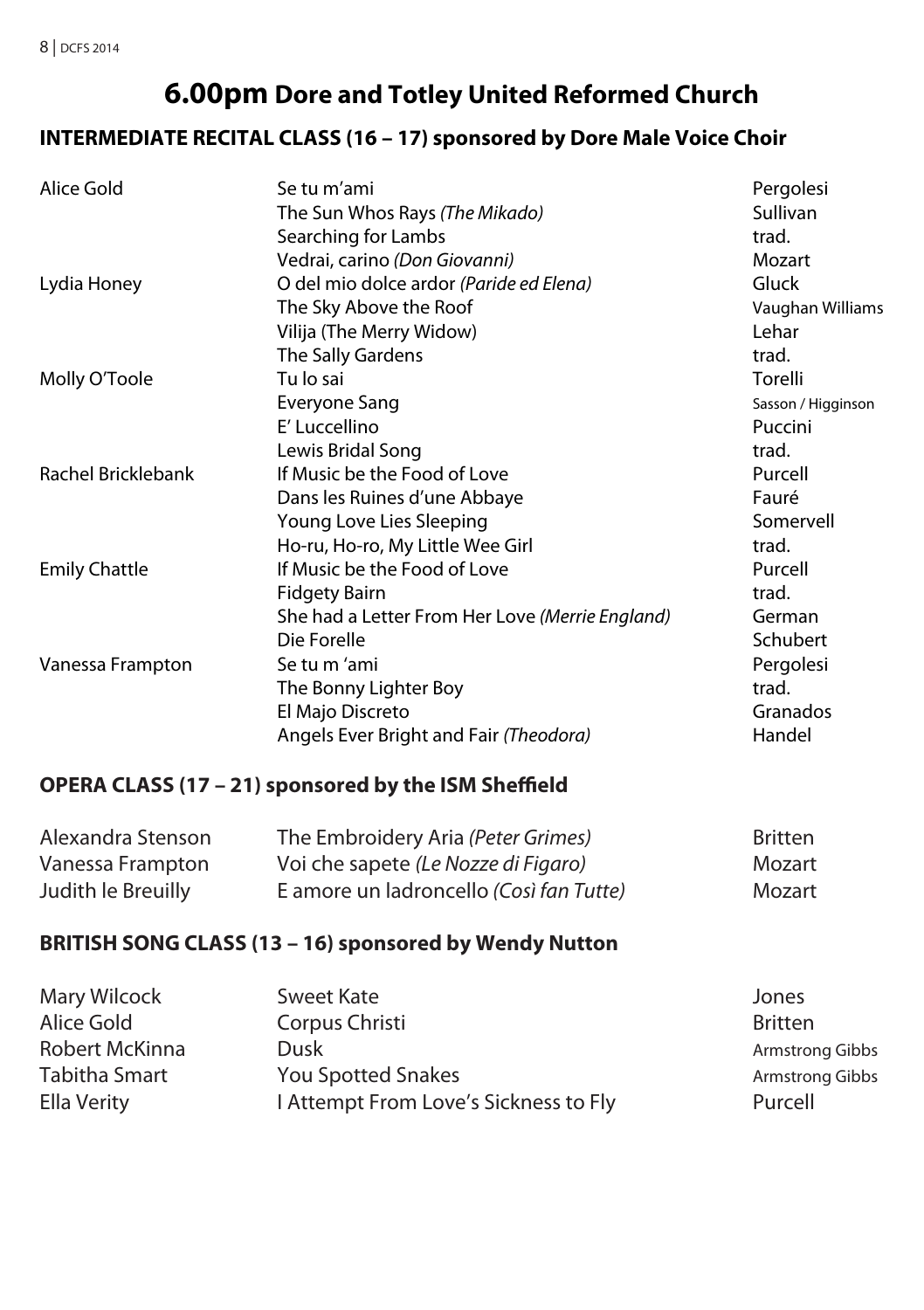# 6.00pm Dore and Totley United Reformed Church

## INTERMEDIATE RECITAL CLASS (16 – 17) sponsored by Dore Male Voice Choir

| | | |
|---|---|---|
| Alice Gold | Se tu m'ami | Pergolesi |
| | The Sun Whos Rays *(The Mikado)* | Sullivan |
| | Searching for Lambs | trad. |
| | Vedrai, carino *(Don Giovanni)* | Mozart |
| Lydia Honey | O del mio dolce ardor *(Paride ed Elena)* | Gluck |
| | The Sky Above the Roof | Vaughan Williams |
| | Vilija (The Merry Widow) | Lehar |
| | The Sally Gardens | trad. |
| Molly O'Toole | Tu lo sai | Torelli |
| | Everyone Sang | Sasson / Higginson |
| | E' Luccellino | Puccini |
| | Lewis Bridal Song | trad. |
| Rachel Bricklebank | If Music be the Food of Love | Purcell |
| | Dans les Ruines d'une Abbaye | Fauré |
| | Young Love Lies Sleeping | Somervell |
| | Ho-ru, Ho-ro, My Little Wee Girl | trad. |
| Emily Chattle | If Music be the Food of Love | Purcell |
| | Fidgety Bairn | trad. |
| | She had a Letter From Her Love *(Merrie England)* | German |
| | Die Forelle | Schubert |
| Vanessa Frampton | Se tu m 'ami | Pergolesi |
| | The Bonny Lighter Boy | trad. |
| | El Majo Discreto | Granados |
| | Angels Ever Bright and Fair *(Theodora)* | Handel |

## OPERA CLASS (17 – 21) sponsored by the ISM Sheffield

| | | |
|---|---|---|
| Alexandra Stenson | The Embroidery Aria *(Peter Grimes)* | Britten |
| Vanessa Frampton | Voi che sapete *(Le Nozze di Figaro)* | Mozart |
| Judith le Breuilly | E amore un ladroncello *(Così fan Tutte)* | Mozart |

## BRITISH SONG CLASS (13 – 16) sponsored by Wendy Nutton

| | | |
|---|---|---|
| Mary Wilcock | Sweet Kate | Jones |
| Alice Gold | Corpus Christi | Britten |
| Robert McKinna | Dusk | Armstrong Gibbs |
| Tabitha Smart | You Spotted Snakes | Armstrong Gibbs |
| Ella Verity | I Attempt From Love's Sickness to Fly | Purcell |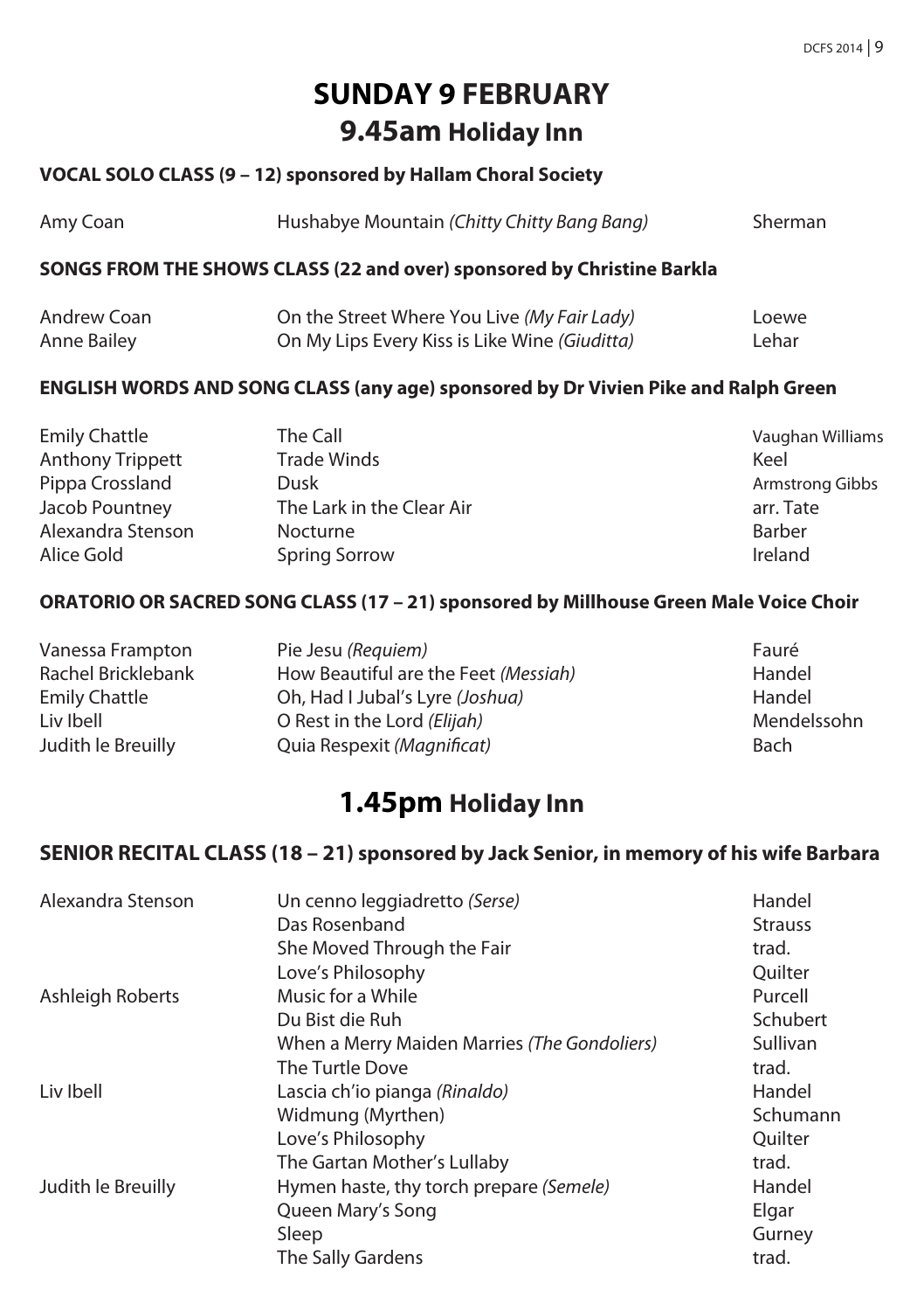# SUNDAY 9 FEBRUARY

## 9.45am Holiday Inn

**VOCAL SOLO CLASS (9 – 12) sponsored by Hallam Choral Society**

| | | |
|---|---|---|
| Amy Coan | Hushabye Mountain *(Chitty Chitty Bang Bang)* | Sherman |

**SONGS FROM THE SHOWS CLASS (22 and over) sponsored by Christine Barkla**

| | | |
|---|---|---|
| Andrew Coan | On the Street Where You Live *(My Fair Lady)* | Loewe |
| Anne Bailey | On My Lips Every Kiss is Like Wine *(Giuditta)* | Lehar |

**ENGLISH WORDS AND SONG CLASS (any age) sponsored by Dr Vivien Pike and Ralph Green**

| | | |
|---|---|---|
| Emily Chattle | The Call | Vaughan Williams |
| Anthony Trippett | Trade Winds | Keel |
| Pippa Crossland | Dusk | Armstrong Gibbs |
| Jacob Pountney | The Lark in the Clear Air | arr. Tate |
| Alexandra Stenson | Nocturne | Barber |
| Alice Gold | Spring Sorrow | Ireland |

**ORATORIO OR SACRED SONG CLASS (17 – 21) sponsored by Millhouse Green Male Voice Choir**

| | | |
|---|---|---|
| Vanessa Frampton | Pie Jesu *(Requiem)* | Fauré |
| Rachel Bricklebank | How Beautiful are the Feet *(Messiah)* | Handel |
| Emily Chattle | Oh, Had I Jubal's Lyre *(Joshua)* | Handel |
| Liv Ibell | O Rest in the Lord *(Elijah)* | Mendelssohn |
| Judith le Breuilly | Quia Respexit *(Magnificat)* | Bach |

## 1.45pm Holiday Inn

**SENIOR RECITAL CLASS (18 – 21) sponsored by Jack Senior, in memory of his wife Barbara**

| | | |
|---|---|---|
| Alexandra Stenson | Un cenno leggiadretto *(Serse)* | Handel |
| | Das Rosenband | Strauss |
| | She Moved Through the Fair | trad. |
| | Love's Philosophy | Quilter |
| Ashleigh Roberts | Music for a While | Purcell |
| | Du Bist die Ruh | Schubert |
| | When a Merry Maiden Marries *(The Gondoliers)* | Sullivan |
| | The Turtle Dove | trad. |
| Liv Ibell | Lascia ch'io pianga *(Rinaldo)* | Handel |
| | Widmung (Myrthen) | Schumann |
| | Love's Philosophy | Quilter |
| | The Gartan Mother's Lullaby | trad. |
| Judith le Breuilly | Hymen haste, thy torch prepare *(Semele)* | Handel |
| | Queen Mary's Song | Elgar |
| | Sleep | Gurney |
| | The Sally Gardens | trad. |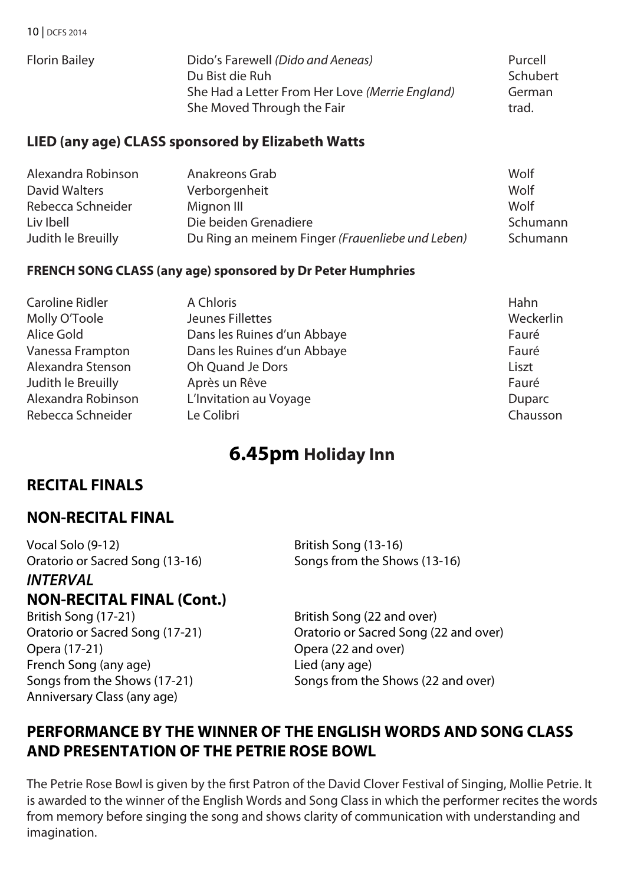| | | |
|---|---|---|
| Florin Bailey | Dido's Farewell *(Dido and Aeneas)* | Purcell |
| | Du Bist die Ruh | Schubert |
| | She Had a Letter From Her Love *(Merrie England)* | German |
| | She Moved Through the Fair | trad. |

### LIED (any age) CLASS sponsored by Elizabeth Watts

| | | |
|---|---|---|
| Alexandra Robinson | Anakreons Grab | Wolf |
| David Walters | Verborgenheit | Wolf |
| Rebecca Schneider | Mignon III | Wolf |
| Liv Ibell | Die beiden Grenadiere | Schumann |
| Judith le Breuilly | Du Ring an meinem Finger *(Frauenliebe und Leben)* | Schumann |

### FRENCH SONG CLASS (any age) sponsored by Dr Peter Humphries

| | | |
|---|---|---|
| Caroline Ridler | A Chloris | Hahn |
| Molly O'Toole | Jeunes Fillettes | Weckerlin |
| Alice Gold | Dans les Ruines d'un Abbaye | Fauré |
| Vanessa Frampton | Dans les Ruines d'un Abbaye | Fauré |
| Alexandra Stenson | Oh Quand Je Dors | Liszt |
| Judith le Breuilly | Après un Rêve | Fauré |
| Alexandra Robinson | L'Invitation au Voyage | Duparc |
| Rebecca Schneider | Le Colibri | Chausson |

# 6.45pm Holiday Inn

## RECITAL FINALS

## NON-RECITAL FINAL

Vocal Solo (9-12)
Oratorio or Sacred Song (13-16)
British Song (13-16)
Songs from the Shows (13-16)

***INTERVAL***

## NON-RECITAL FINAL (Cont.)

British Song (17-21)
Oratorio or Sacred Song (17-21)
Opera (17-21)
French Song (any age)
Songs from the Shows (17-21)
Anniversary Class (any age)
British Song (22 and over)
Oratorio or Sacred Song (22 and over)
Opera (22 and over)
Lied (any age)
Songs from the Shows (22 and over)

## PERFORMANCE BY THE WINNER OF THE ENGLISH WORDS AND SONG CLASS AND PRESENTATION OF THE PETRIE ROSE BOWL

The Petrie Rose Bowl is given by the first Patron of the David Clover Festival of Singing, Mollie Petrie. It is awarded to the winner of the English Words and Song Class in which the performer recites the words from memory before singing the song and shows clarity of communication with understanding and imagination.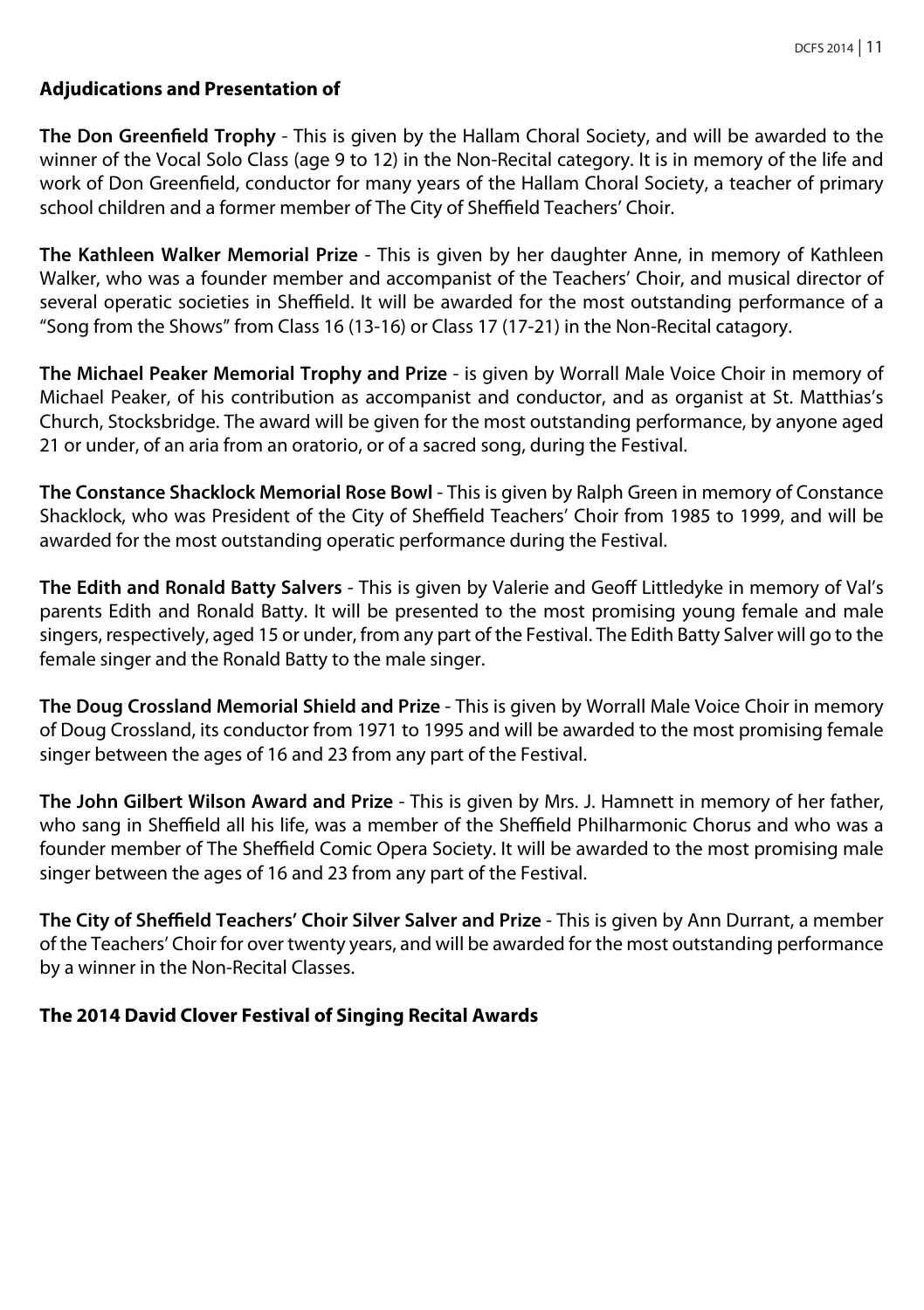**Adjudications and Presentation of**

**The Don Greenfield Trophy** - This is given by the Hallam Choral Society, and will be awarded to the winner of the Vocal Solo Class (age 9 to 12) in the Non-Recital category. It is in memory of the life and work of Don Greenfield, conductor for many years of the Hallam Choral Society, a teacher of primary school children and a former member of The City of Sheffield Teachers' Choir.

**The Kathleen Walker Memorial Prize** - This is given by her daughter Anne, in memory of Kathleen Walker, who was a founder member and accompanist of the Teachers' Choir, and musical director of several operatic societies in Sheffield. It will be awarded for the most outstanding performance of a "Song from the Shows" from Class 16 (13-16) or Class 17 (17-21) in the Non-Recital catagory.

**The Michael Peaker Memorial Trophy and Prize** - is given by Worrall Male Voice Choir in memory of Michael Peaker, of his contribution as accompanist and conductor, and as organist at St. Matthias's Church, Stocksbridge. The award will be given for the most outstanding performance, by anyone aged 21 or under, of an aria from an oratorio, or of a sacred song, during the Festival.

**The Constance Shacklock Memorial Rose Bowl** - This is given by Ralph Green in memory of Constance Shacklock, who was President of the City of Sheffield Teachers' Choir from 1985 to 1999, and will be awarded for the most outstanding operatic performance during the Festival.

**The Edith and Ronald Batty Salvers** - This is given by Valerie and Geoff Littledyke in memory of Val's parents Edith and Ronald Batty. It will be presented to the most promising young female and male singers, respectively, aged 15 or under, from any part of the Festival. The Edith Batty Salver will go to the female singer and the Ronald Batty to the male singer.

**The Doug Crossland Memorial Shield and Prize** - This is given by Worrall Male Voice Choir in memory of Doug Crossland, its conductor from 1971 to 1995 and will be awarded to the most promising female singer between the ages of 16 and 23 from any part of the Festival.

**The John Gilbert Wilson Award and Prize** - This is given by Mrs. J. Hamnett in memory of her father, who sang in Sheffield all his life, was a member of the Sheffield Philharmonic Chorus and who was a founder member of The Sheffield Comic Opera Society. It will be awarded to the most promising male singer between the ages of 16 and 23 from any part of the Festival.

**The City of Sheffield Teachers' Choir Silver Salver and Prize** - This is given by Ann Durrant, a member of the Teachers' Choir for over twenty years, and will be awarded for the most outstanding performance by a winner in the Non-Recital Classes.

**The 2014 David Clover Festival of Singing Recital Awards**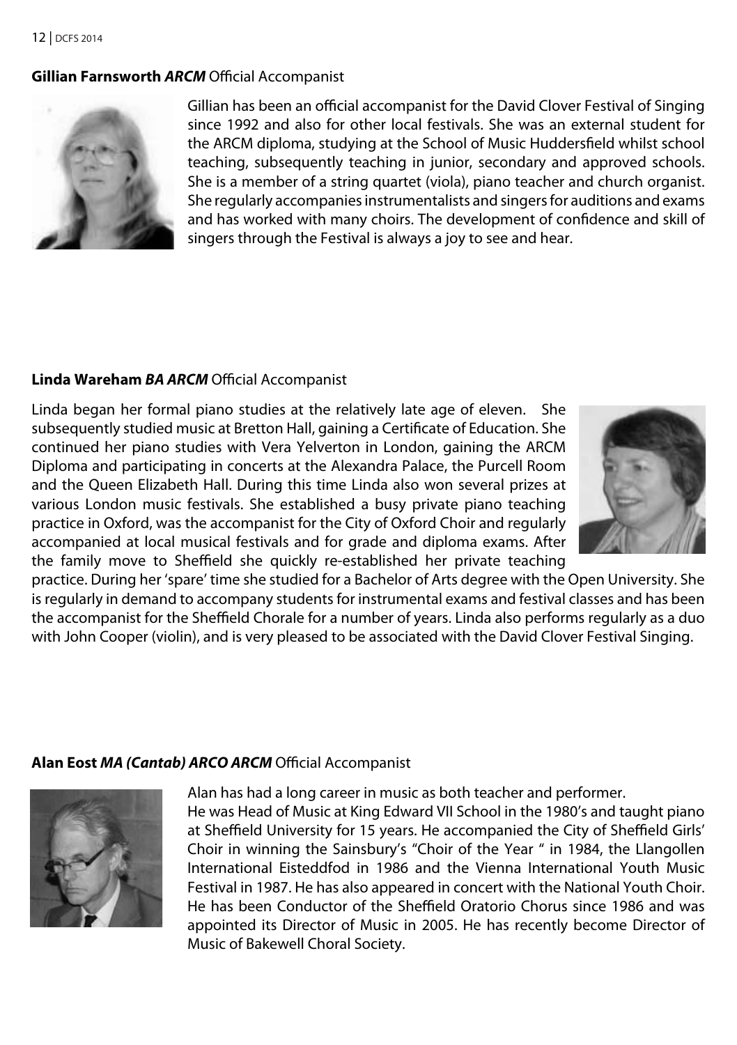**Gillian Farnsworth *ARCM*** Official Accompanist

Gillian has been an official accompanist for the David Clover Festival of Singing since 1992 and also for other local festivals. She was an external student for the ARCM diploma, studying at the School of Music Huddersfield whilst school teaching, subsequently teaching in junior, secondary and approved schools. She is a member of a string quartet (viola), piano teacher and church organist. She regularly accompanies instrumentalists and singers for auditions and exams and has worked with many choirs. The development of confidence and skill of singers through the Festival is always a joy to see and hear.

**Linda Wareham *BA ARCM*** Official Accompanist

Linda began her formal piano studies at the relatively late age of eleven. She subsequently studied music at Bretton Hall, gaining a Certificate of Education. She continued her piano studies with Vera Yelverton in London, gaining the ARCM Diploma and participating in concerts at the Alexandra Palace, the Purcell Room and the Queen Elizabeth Hall. During this time Linda also won several prizes at various London music festivals. She established a busy private piano teaching practice in Oxford, was the accompanist for the City of Oxford Choir and regularly accompanied at local musical festivals and for grade and diploma exams. After the family move to Sheffield she quickly re-established her private teaching practice. During her 'spare' time she studied for a Bachelor of Arts degree with the Open University. She is regularly in demand to accompany students for instrumental exams and festival classes and has been the accompanist for the Sheffield Chorale for a number of years. Linda also performs regularly as a duo with John Cooper (violin), and is very pleased to be associated with the David Clover Festival Singing.

**Alan Eost *MA (Cantab) ARCO ARCM*** Official Accompanist

Alan has had a long career in music as both teacher and performer.
He was Head of Music at King Edward VII School in the 1980's and taught piano at Sheffield University for 15 years. He accompanied the City of Sheffield Girls' Choir in winning the Sainsbury's "Choir of the Year " in 1984, the Llangollen International Eisteddfod in 1986 and the Vienna International Youth Music Festival in 1987. He has also appeared in concert with the National Youth Choir. He has been Conductor of the Sheffield Oratorio Chorus since 1986 and was appointed its Director of Music in 2005. He has recently become Director of Music of Bakewell Choral Society.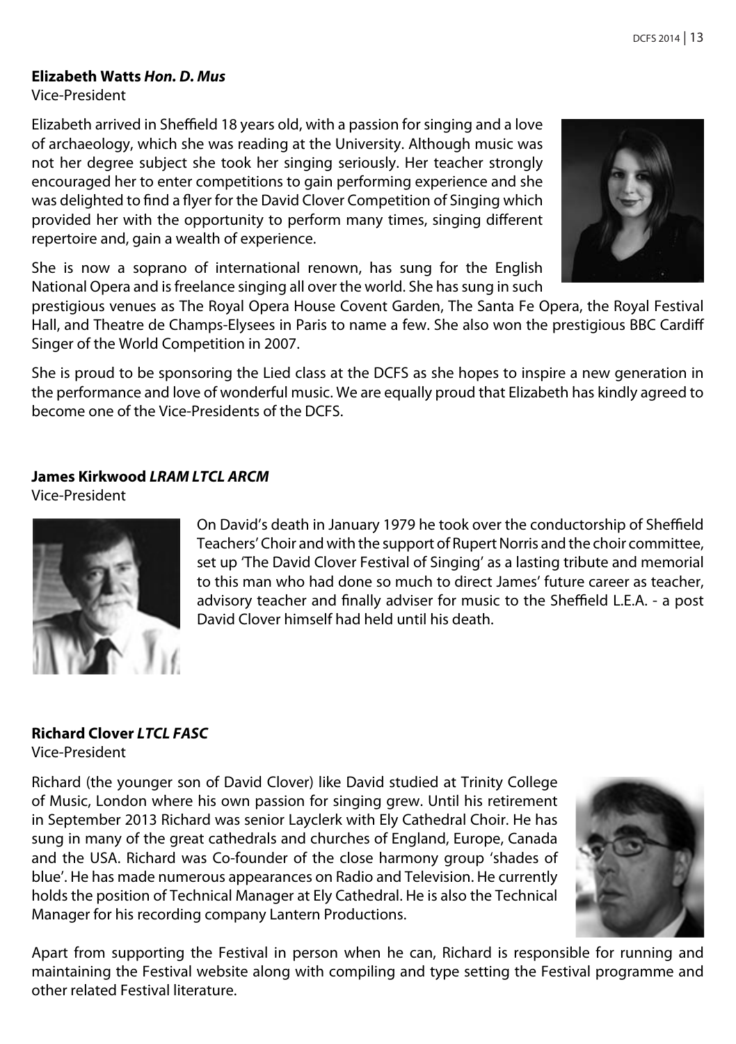**Elizabeth Watts *Hon. D. Mus***
Vice-President

Elizabeth arrived in Sheffield 18 years old, with a passion for singing and a love of archaeology, which she was reading at the University. Although music was not her degree subject she took her singing seriously. Her teacher strongly encouraged her to enter competitions to gain performing experience and she was delighted to find a flyer for the David Clover Competition of Singing which provided her with the opportunity to perform many times, singing different repertoire and, gain a wealth of experience.

She is now a soprano of international renown, has sung for the English National Opera and is freelance singing all over the world. She has sung in such prestigious venues as The Royal Opera House Covent Garden, The Santa Fe Opera, the Royal Festival Hall, and Theatre de Champs-Elysees in Paris to name a few. She also won the prestigious BBC Cardiff Singer of the World Competition in 2007.

She is proud to be sponsoring the Lied class at the DCFS as she hopes to inspire a new generation in the performance and love of wonderful music. We are equally proud that Elizabeth has kindly agreed to become one of the Vice-Presidents of the DCFS.

**James Kirkwood *LRAM LTCL ARCM***
Vice-President

On David's death in January 1979 he took over the conductorship of Sheffield Teachers' Choir and with the support of Rupert Norris and the choir committee, set up 'The David Clover Festival of Singing' as a lasting tribute and memorial to this man who had done so much to direct James' future career as teacher, advisory teacher and finally adviser for music to the Sheffield L.E.A. - a post David Clover himself had held until his death.

**Richard Clover *LTCL FASC***
Vice-President

Richard (the younger son of David Clover) like David studied at Trinity College of Music, London where his own passion for singing grew. Until his retirement in September 2013 Richard was senior Layclerk with Ely Cathedral Choir. He has sung in many of the great cathedrals and churches of England, Europe, Canada and the USA. Richard was Co-founder of the close harmony group 'shades of blue'. He has made numerous appearances on Radio and Television. He currently holds the position of Technical Manager at Ely Cathedral. He is also the Technical Manager for his recording company Lantern Productions.

Apart from supporting the Festival in person when he can, Richard is responsible for running and maintaining the Festival website along with compiling and type setting the Festival programme and other related Festival literature.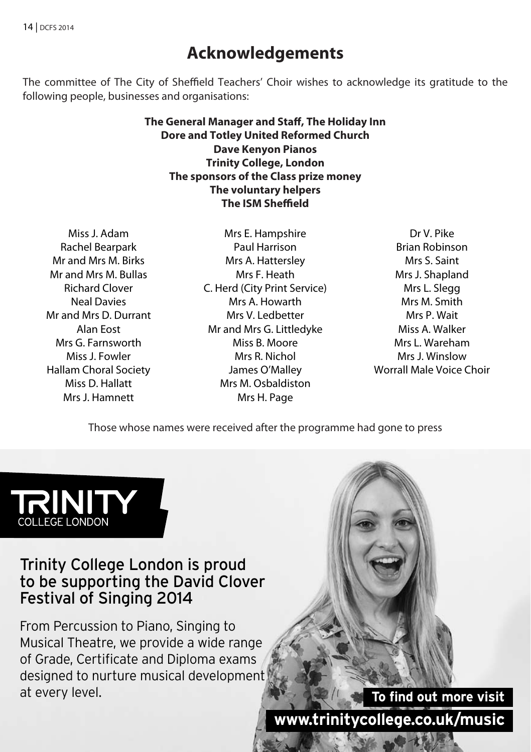# Acknowledgements

The committee of The City of Sheffield Teachers' Choir wishes to acknowledge its gratitude to the following people, businesses and organisations:

**The General Manager and Staff, The Holiday Inn**
**Dore and Totley United Reformed Church**
**Dave Kenyon Pianos**
**Trinity College, London**
**The sponsors of the Class prize money**
**The voluntary helpers**
**The ISM Sheffield**

Miss J. Adam
Rachel Bearpark
Mr and Mrs M. Birks
Mr and Mrs M. Bullas
Richard Clover
Neal Davies
Mr and Mrs D. Durrant
Alan Eost
Mrs G. Farnsworth
Miss J. Fowler
Hallam Choral Society
Miss D. Hallatt
Mrs J. Hamnett
Mrs E. Hampshire
Paul Harrison
Mrs A. Hattersley
Mrs F. Heath
C. Herd (City Print Service)
Mrs A. Howarth
Mrs V. Ledbetter
Mr and Mrs G. Littledyke
Miss B. Moore
Mrs R. Nichol
James O'Malley
Mrs M. Osbaldiston
Mrs H. Page
Dr V. Pike
Brian Robinson
Mrs S. Saint
Mrs J. Shapland
Mrs L. Slegg
Mrs M. Smith
Mrs P. Wait
Miss A. Walker
Mrs L. Wareham
Mrs J. Winslow
Worrall Male Voice Choir

Those whose names were received after the programme had gone to press

TRINITY COLLEGE LONDON

## Trinity College London is proud to be supporting the David Clover Festival of Singing 2014

From Percussion to Piano, Singing to Musical Theatre, we provide a wide range of Grade, Certificate and Diploma exams designed to nurture musical development at every level.

**To find out more visit www.trinitycollege.co.uk/music**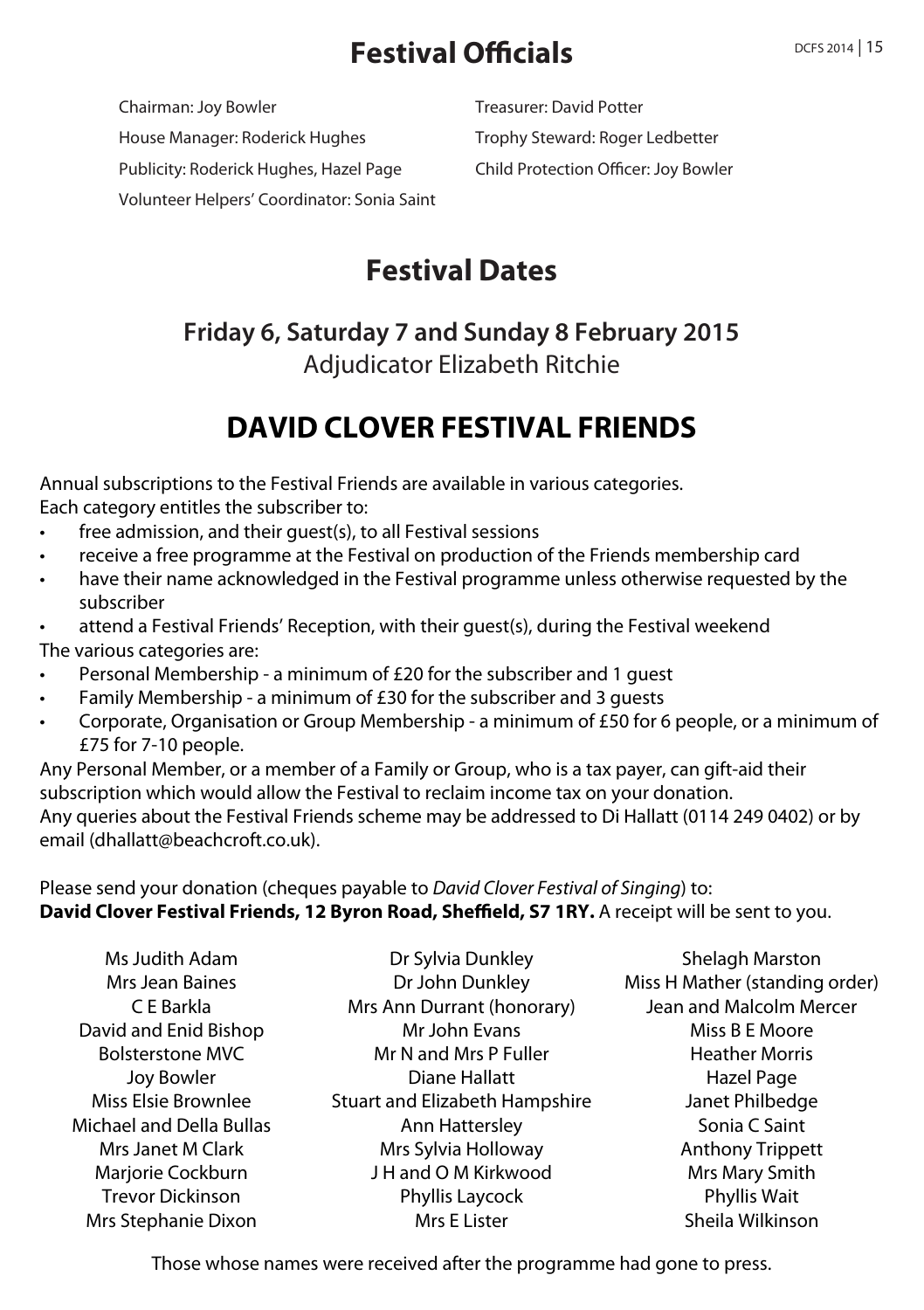# Festival Officials

Chairman: Joy Bowler
House Manager: Roderick Hughes
Publicity: Roderick Hughes, Hazel Page
Volunteer Helpers' Coordinator: Sonia Saint
Treasurer: David Potter
Trophy Steward: Roger Ledbetter
Child Protection Officer: Joy Bowler

# Festival Dates

## Friday 6, Saturday 7 and Sunday 8 February 2015

Adjudicator Elizabeth Ritchie

# DAVID CLOVER FESTIVAL FRIENDS

Annual subscriptions to the Festival Friends are available in various categories.
Each category entitles the subscriber to:

- free admission, and their guest(s), to all Festival sessions
- receive a free programme at the Festival on production of the Friends membership card
- have their name acknowledged in the Festival programme unless otherwise requested by the subscriber
- attend a Festival Friends' Reception, with their guest(s), during the Festival weekend

The various categories are:

- Personal Membership - a minimum of £20 for the subscriber and 1 guest
- Family Membership - a minimum of £30 for the subscriber and 3 guests
- Corporate, Organisation or Group Membership - a minimum of £50 for 6 people, or a minimum of £75 for 7-10 people.

Any Personal Member, or a member of a Family or Group, who is a tax payer, can gift-aid their subscription which would allow the Festival to reclaim income tax on your donation.
Any queries about the Festival Friends scheme may be addressed to Di Hallatt (0114 249 0402) or by email (dhallatt@beachcroft.co.uk).

Please send your donation (cheques payable to *David Clover Festival of Singing*) to:
**David Clover Festival Friends, 12 Byron Road, Sheffield, S7 1RY.** A receipt will be sent to you.

Ms Judith Adam
Mrs Jean Baines
C E Barkla
David and Enid Bishop
Bolsterstone MVC
Joy Bowler
Miss Elsie Brownlee
Michael and Della Bullas
Mrs Janet M Clark
Marjorie Cockburn
Trevor Dickinson
Mrs Stephanie Dixon
Dr Sylvia Dunkley
Dr John Dunkley
Mrs Ann Durrant (honorary)
Mr John Evans
Mr N and Mrs P Fuller
Diane Hallatt
Stuart and Elizabeth Hampshire
Ann Hattersley
Mrs Sylvia Holloway
J H and O M Kirkwood
Phyllis Laycock
Mrs E Lister
Shelagh Marston
Miss H Mather (standing order)
Jean and Malcolm Mercer
Miss B E Moore
Heather Morris
Hazel Page
Janet Philbedge
Sonia C Saint
Anthony Trippett
Mrs Mary Smith
Phyllis Wait
Sheila Wilkinson

Those whose names were received after the programme had gone to press.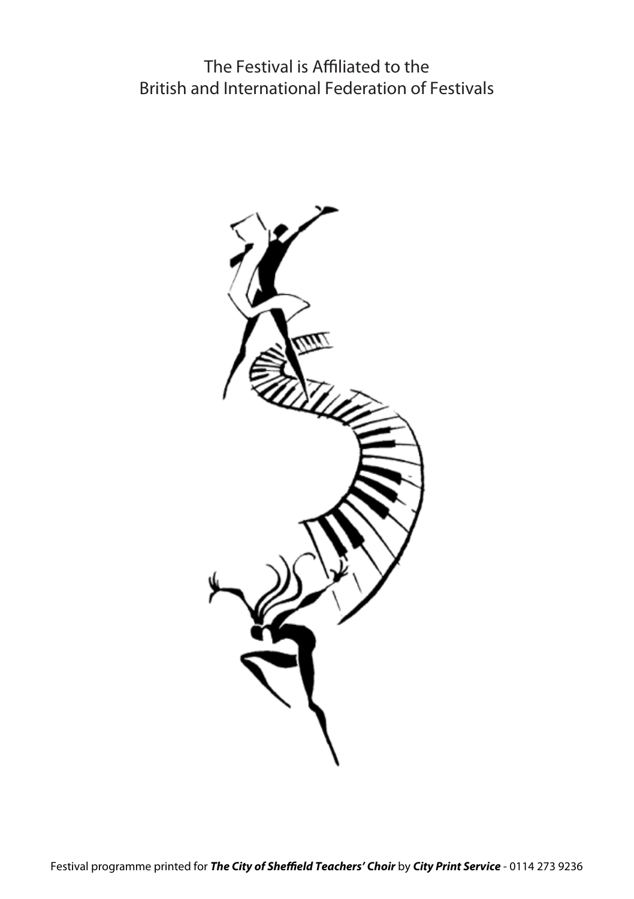The Festival is Affiliated to the
British and International Federation of Festivals

Festival programme printed for ***The City of Sheffield Teachers' Choir*** by ***City Print Service*** - 0114 273 9236